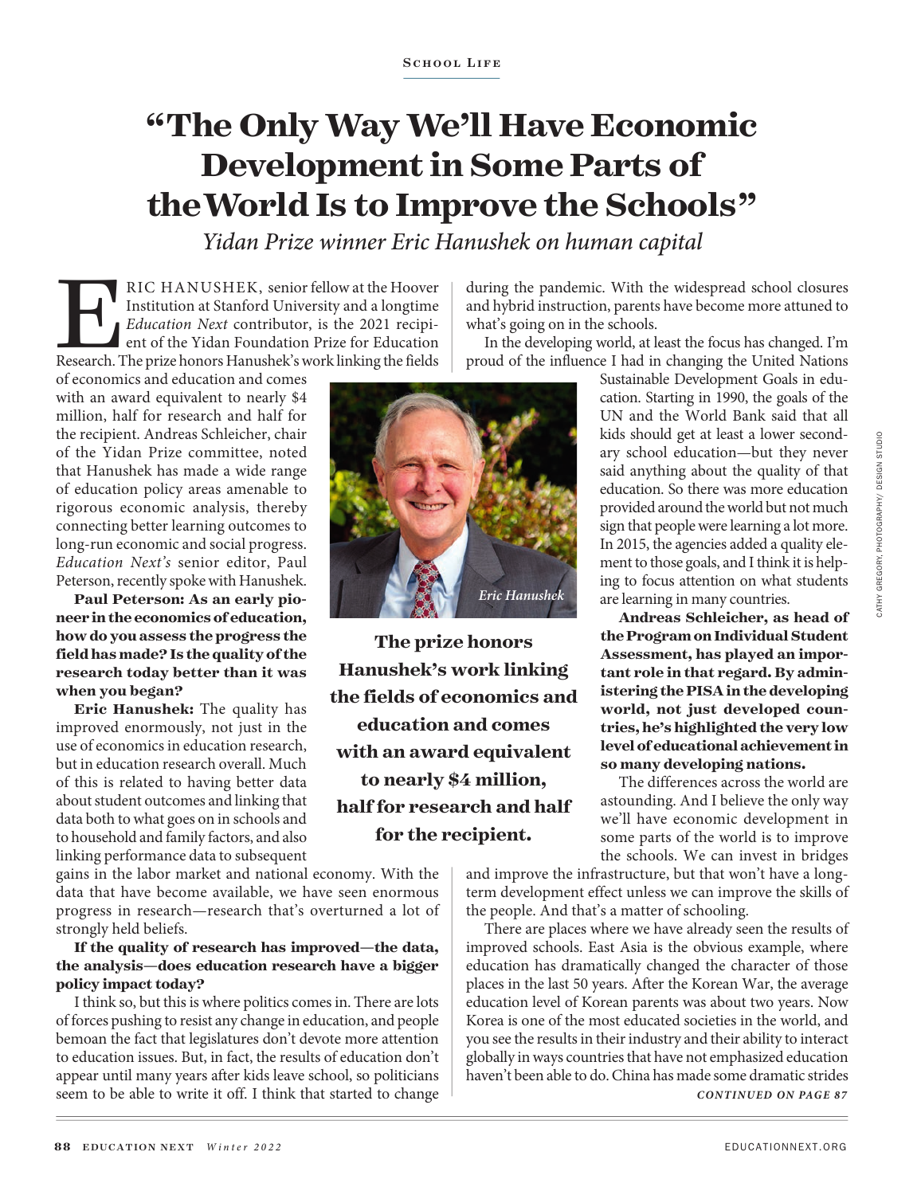# "The Only Way We'll Have Economic Development in Some Parts of the World Is to Improve the Schools"

*Yidan Prize winner Eric Hanushek on human capital*

ERIC HANUSHEK, senior fellow at the Hoover Institution at Stanford University and a longtime *Education Next* contributor, is the 2021 recipient of the Yidan Foundation Prize for Education Research. The prize honors Hanushek's work linking the fields of economics and education and comes with an award equivalent to nearly $4 million, half for research and half for the recipient. Andreas Schleicher, chair of the Yidan Prize committee, noted that Hanushek has made a wide range of education policy areas amenable to rigorous economic analysis, thereby connecting better learning outcomes to long-run economic and social progress. *Education Next's* senior editor, Paul Peterson, recently spoke with Hanushek.

Eric Hanushek

**Paul Peterson: As an early pioneer in the economics of education, how do you assess the progress the field has made? Is the quality of the research today better than it was when you began?**

**Eric Hanushek:** The quality has improved enormously, not just in the use of economics in education research, but in education research overall. Much of this is related to having better data about student outcomes and linking that data both to what goes on in schools and to household and family factors, and also linking performance data to subsequent gains in the labor market and national economy. With the data that have become available, we have seen enormous progress in research—research that's overturned a lot of strongly held beliefs.

**If the quality of research has improved—the data, the analysis—does education research have a bigger policy impact today?**

I think so, but this is where politics comes in. There are lots of forces pushing to resist any change in education, and people bemoan the fact that legislatures don't devote more attention to education issues. But, in fact, the results of education don't appear until many years after kids leave school, so politicians seem to be able to write it off. I think that started to change during the pandemic. With the widespread school closures and hybrid instruction, parents have become more attuned to what's going on in the schools.

In the developing world, at least the focus has changed. I'm proud of the influence I had in changing the United Nations Sustainable Development Goals in education. Starting in 1990, the goals of the UN and the World Bank said that all kids should get at least a lower secondary school education—but they never said anything about the quality of that education. So there was more education provided around the world but not much sign that people were learning a lot more. In 2015, the agencies added a quality element to those goals, and I think it is helping to focus attention on what students are learning in many countries.

**Andreas Schleicher, as head of the Program on Individual Student Assessment, has played an important role in that regard. By administering the PISA in the developing world, not just developed countries, he's highlighted the very low level of educational achievement in so many developing nations.**

The differences across the world are astounding. And I believe the only way we'll have economic development in some parts of the world is to improve the schools. We can invest in bridges and improve the infrastructure, but that won't have a long-term development effect unless we can improve the skills of the people. And that's a matter of schooling.

There are places where we have already seen the results of improved schools. East Asia is the obvious example, where education has dramatically changed the character of those places in the last 50 years. After the Korean War, the average education level of Korean parents was about two years. Now Korea is one of the most educated societies in the world, and you see the results in their industry and their ability to interact globally in ways countries that have not emphasized education haven't been able to do. China has made some dramatic strides

*CONTINUED ON PAGE 87*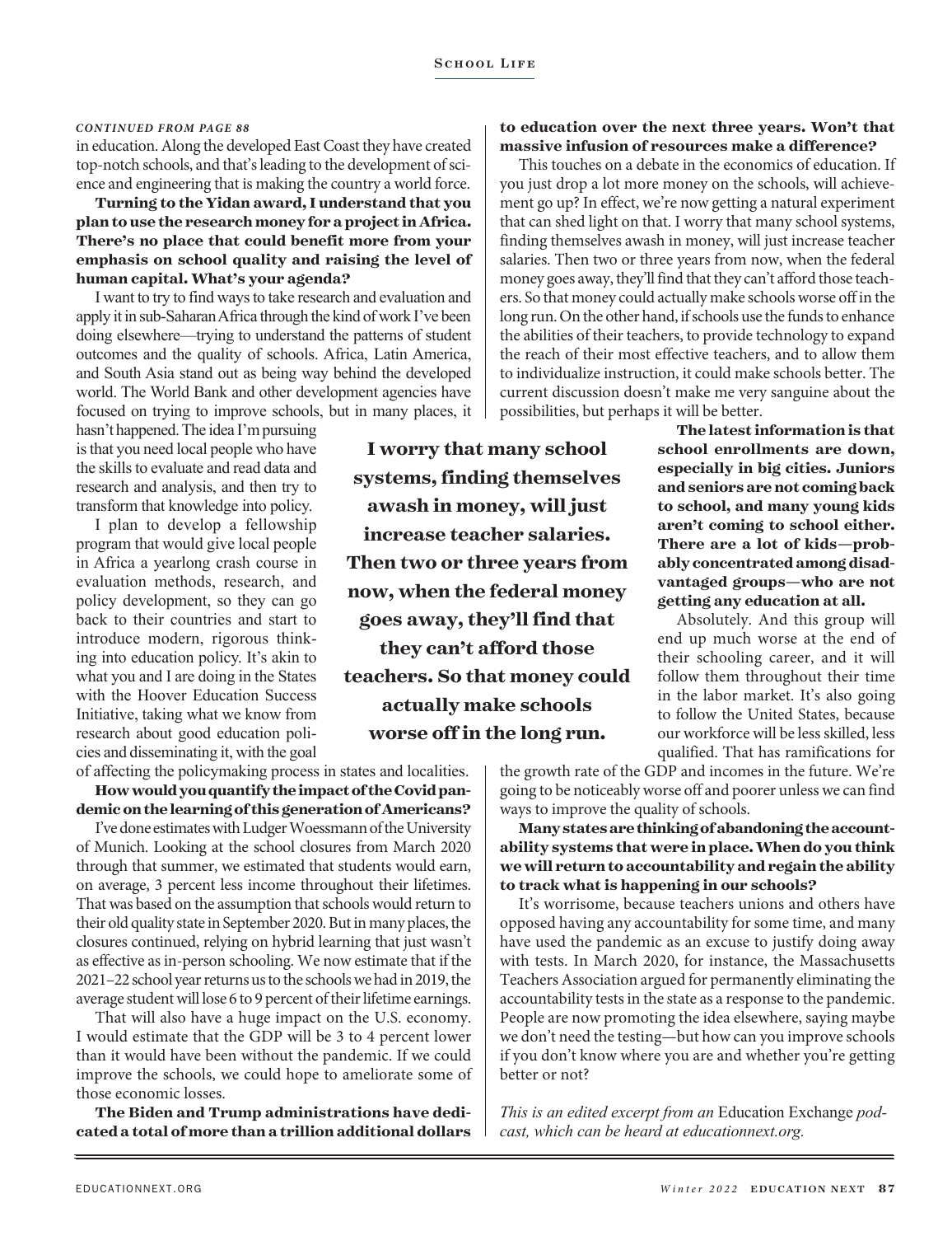*CONTINUED FROM PAGE 88*

in education. Along the developed East Coast they have created top-notch schools, and that's leading to the development of science and engineering that is making the country a world force.

**Turning to the Yidan award, I understand that you plan to use the research money for a project in Africa. There's no place that could benefit more from your emphasis on school quality and raising the level of human capital. What's your agenda?**

I want to try to find ways to take research and evaluation and apply it in sub-Saharan Africa through the kind of work I've been doing elsewhere—trying to understand the patterns of student outcomes and the quality of schools. Africa, Latin America, and South Asia stand out as being way behind the developed world. The World Bank and other development agencies have focused on trying to improve schools, but in many places, it hasn't happened. The idea I'm pursuing is that you need local people who have the skills to evaluate and read data and research and analysis, and then try to transform that knowledge into policy.

I plan to develop a fellowship program that would give local people in Africa a yearlong crash course in evaluation methods, research, and policy development, so they can go back to their countries and start to introduce modern, rigorous thinking into education policy. It's akin to what you and I are doing in the States with the Hoover Education Success Initiative, taking what we know from research about good education policies and disseminating it, with the goal of affecting the policymaking process in states and localities.

**How would you quantify the impact of the Covid pandemic on the learning of this generation of Americans?**

I've done estimates with Ludger Woessmann of the University of Munich. Looking at the school closures from March 2020 through that summer, we estimated that students would earn, on average, 3 percent less income throughout their lifetimes. That was based on the assumption that schools would return to their old quality state in September 2020. But in many places, the closures continued, relying on hybrid learning that just wasn't as effective as in-person schooling. We now estimate that if the 2021–22 school year returns us to the schools we had in 2019, the average student will lose 6 to 9 percent of their lifetime earnings.

That will also have a huge impact on the U.S. economy. I would estimate that the GDP will be 3 to 4 percent lower than it would have been without the pandemic. If we could improve the schools, we could hope to ameliorate some of those economic losses.

**The Biden and Trump administrations have dedicated a total of more than a trillion additional dollars to education over the next three years. Won't that massive infusion of resources make a difference?**

This touches on a debate in the economics of education. If you just drop a lot more money on the schools, will achievement go up? In effect, we're now getting a natural experiment that can shed light on that. I worry that many school systems, finding themselves awash in money, will just increase teacher salaries. Then two or three years from now, when the federal money goes away, they'll find that they can't afford those teachers. So that money could actually make schools worse off in the long run. On the other hand, if schools use the funds to enhance the abilities of their teachers, to provide technology to expand the reach of their most effective teachers, and to allow them to individualize instruction, it could make schools better. The current discussion doesn't make me very sanguine about the possibilities, but perhaps it will be better.

**I worry that many school systems, finding themselves awash in money, will just increase teacher salaries. Then two or three years from now, when the federal money goes away, they'll find that they can't afford those teachers. So that money could actually make schools worse off in the long run.**

**The latest information is that school enrollments are down, especially in big cities. Juniors and seniors are not coming back to school, and many young kids aren't coming to school either. There are a lot of kids—probably concentrated among disadvantaged groups—who are not getting any education at all.**

Absolutely. And this group will end up much worse at the end of their schooling career, and it will follow them throughout their time in the labor market. It's also going to follow the United States, because our workforce will be less skilled, less qualified. That has ramifications for the growth rate of the GDP and incomes in the future. We're going to be noticeably worse off and poorer unless we can find ways to improve the quality of schools.

**Many states are thinking of abandoning the accountability systems that were in place. When do you think we will return to accountability and regain the ability to track what is happening in our schools?**

It's worrisome, because teachers unions and others have opposed having any accountability for some time, and many have used the pandemic as an excuse to justify doing away with tests. In March 2020, for instance, the Massachusetts Teachers Association argued for permanently eliminating the accountability tests in the state as a response to the pandemic. People are now promoting the idea elsewhere, saying maybe we don't need the testing—but how can you improve schools if you don't know where you are and whether you're getting better or not?

*This is an edited excerpt from an* Education Exchange *podcast, which can be heard at educationnext.org.*